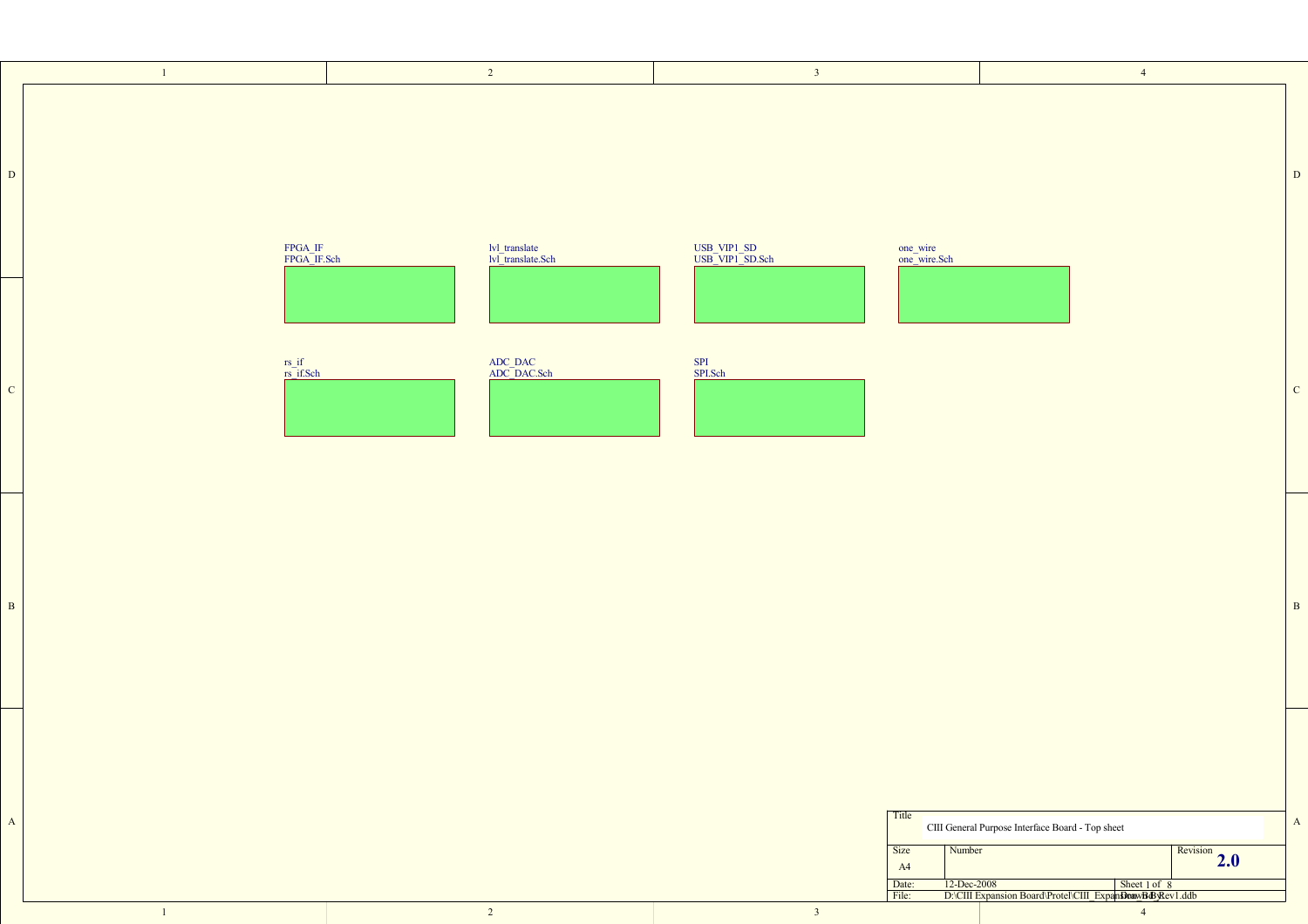FPGA_IF
FPGA_IF.Sch

lvl_translate
lvl_translate.Sch

USB_VIP1_SD
USB_VIP1_SD.Sch

one_wire
one_wire.Sch

rs_if
rs_if.Sch

ADC_DAC
ADC_DAC.Sch

SPI
SPI.Sch

| Title | CIII General Purpose Interface Board - Top sheet | | |
|---|---|---|---|
| Size | Number | | Revision |
| A4 | | | 2.0 |
| Date: | 12-Dec-2008 | Sheet 1 of 8 | |
| File: | D:\CIII Expansion Board\Protel\CIII_Expansion Bd Rev1.ddb | Drawn By: | |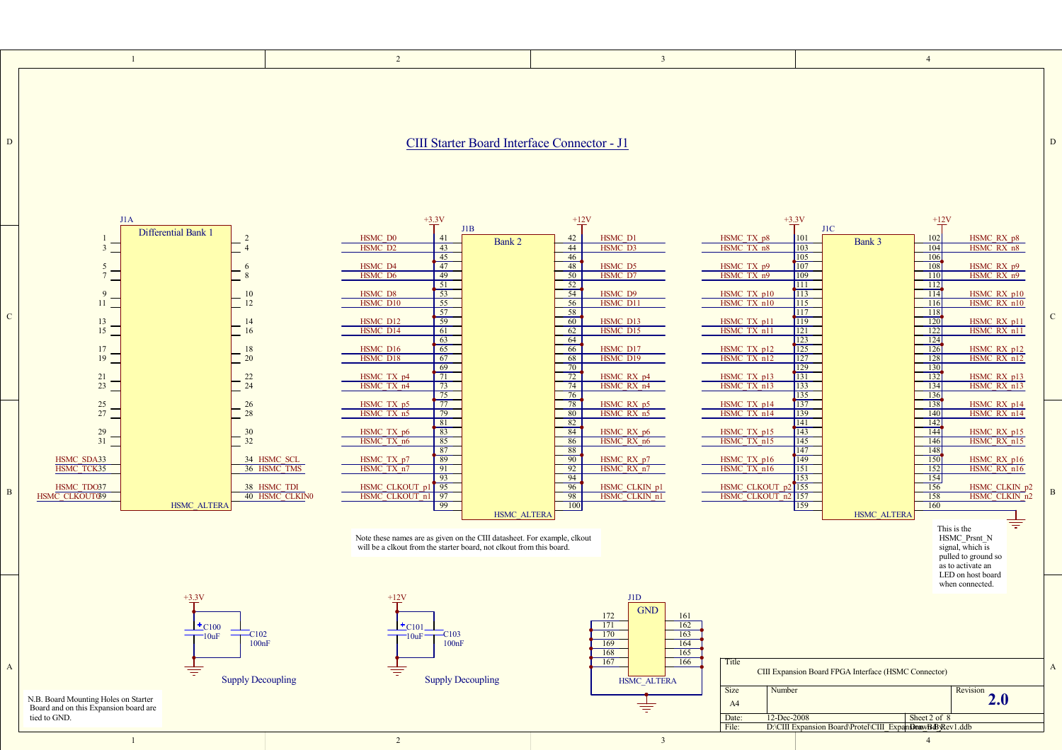# CIII Starter Board Interface Connector - J1

## J1A — Differential Bank 1 (HSMC_ALTERA)

| Pin | Signal | Pin | Signal |
|---|---|---|---|
| 1 | | 2 | |
| 3 | | 4 | |
| 5 | | 6 | |
| 7 | | 8 | |
| 9 | | 10 | |
| 11 | | 12 | |
| 13 | | 14 | |
| 15 | | 16 | |
| 17 | | 18 | |
| 19 | | 20 | |
| 21 | | 22 | |
| 23 | | 24 | |
| 25 | | 26 | |
| 27 | | 28 | |
| 29 | | 30 | |
| 31 | | 32 | |
| 33 | HSMC_SDA | 34 | HSMC_SCL |
| 35 | HSMC_TCK | 36 | HSMC_TMS |
| 37 | HSMC_TDO | 38 | HSMC_TDI |
| 39 | HSMC_CLKOUT0 | 40 | HSMC_CLKIN0 |

## J1B — Bank 2 (HSMC_ALTERA)

Supply: +3.3V (odd side), +12V (even side)

| Signal | Pin | Pin | Signal |
|---|---|---|---|
| HSMC_D0 | 41 | 42 | HSMC_D1 |
| HSMC_D2 | 43 | 44 | HSMC_D3 |
| | 45 | 46 | |
| HSMC_D4 | 47 | 48 | HSMC_D5 |
| HSMC_D6 | 49 | 50 | HSMC_D7 |
| | 51 | 52 | |
| HSMC_D8 | 53 | 54 | HSMC_D9 |
| HSMC_D10 | 55 | 56 | HSMC_D11 |
| | 57 | 58 | |
| HSMC_D12 | 59 | 60 | HSMC_D13 |
| HSMC_D14 | 61 | 62 | HSMC_D15 |
| | 63 | 64 | |
| HSMC_D16 | 65 | 66 | HSMC_D17 |
| HSMC_D18 | 67 | 68 | HSMC_D19 |
| | 69 | 70 | |
| HSMC_TX_p4 | 71 | 72 | HSMC_RX_p4 |
| HSMC_TX_n4 | 73 | 74 | HSMC_RX_n4 |
| | 75 | 76 | |
| HSMC_TX_p5 | 77 | 78 | HSMC_RX_p5 |
| HSMC_TX_n5 | 79 | 80 | HSMC_RX_n5 |
| | 81 | 82 | |
| HSMC_TX_p6 | 83 | 84 | HSMC_RX_p6 |
| HSMC_TX_n6 | 85 | 86 | HSMC_RX_n6 |
| | 87 | 88 | |
| HSMC_TX_p7 | 89 | 90 | HSMC_RX_p7 |
| HSMC_TX_n7 | 91 | 92 | HSMC_RX_n7 |
| | 93 | 94 | |
| HSMC_CLKOUT_p1 | 95 | 96 | HSMC_CLKIN_p1 |
| HSMC_CLKOUT_n1 | 97 | 98 | HSMC_CLKIN_n1 |
| | 99 | 100 | |

## J1C — Bank 3 (HSMC_ALTERA)

Supply: +3.3V (odd side), +12V (even side)

| Signal | Pin | Pin | Signal |
|---|---|---|---|
| HSMC_TX_p8 | 101 | 102 | HSMC_RX_p8 |
| HSMC_TX_n8 | 103 | 104 | HSMC_RX_n8 |
| | 105 | 106 | |
| HSMC_TX_p9 | 107 | 108 | HSMC_RX_p9 |
| HSMC_TX_n9 | 109 | 110 | HSMC_RX_n9 |
| | 111 | 112 | |
| HSMC_TX_p10 | 113 | 114 | HSMC_RX_p10 |
| HSMC_TX_n10 | 115 | 116 | HSMC_RX_n10 |
| | 117 | 118 | |
| HSMC_TX_p11 | 119 | 120 | HSMC_RX_p11 |
| HSMC_TX_n11 | 121 | 122 | HSMC_RX_n11 |
| | 123 | 124 | |
| HSMC_TX_p12 | 125 | 126 | HSMC_RX_p12 |
| HSMC_TX_n12 | 127 | 128 | HSMC_RX_n12 |
| | 129 | 130 | |
| HSMC_TX_p13 | 131 | 132 | HSMC_RX_p13 |
| HSMC_TX_n13 | 133 | 134 | HSMC_RX_n13 |
| | 135 | 136 | |
| HSMC_TX_p14 | 137 | 138 | HSMC_RX_p14 |
| HSMC_TX_n14 | 139 | 140 | HSMC_RX_n14 |
| | 141 | 142 | |
| HSMC_TX_p15 | 143 | 144 | HSMC_RX_p15 |
| HSMC_TX_n15 | 145 | 146 | HSMC_RX_n15 |
| | 147 | 148 | |
| HSMC_TX_p16 | 149 | 150 | HSMC_RX_p16 |
| HSMC_TX_n16 | 151 | 152 | HSMC_RX_n16 |
| | 153 | 154 | |
| HSMC_CLKOUT_p2 | 155 | 156 | HSMC_CLKIN_p2 |
| HSMC_CLKOUT_n2 | 157 | 158 | HSMC_CLKIN_n2 |
| | 159 | 160 | |

Note these names are as given on the CIII datasheet. For example, clkout will be a clkout from the starter board, not clkout from this board.

This is the HSMC_Prsnt_N signal, which is pulled to ground so as to activate an LED on host board when connected.

## J1D — GND (HSMC_ALTERA)

| Pin | Pin |
|---|---|
| 172 | 161 |
| 171 | 162 |
| 170 | 163 |
| 169 | 164 |
| 168 | 165 |
| 167 | 166 |

## Supply Decoupling

+3.3V: C100 10uF, C102 100nF

+12V: C101 10uF, C103 100nF

N.B. Board Mounting Holes on Starter Board and on this Expansion board are tied to GND.

| Title | CIII Expansion Board FPGA Interface (HSMC Connector) | |
|---|---|---|
| Size | Number | Revision |
| A4 | | 2.0 |
| Date: | 12-Dec-2008 | Sheet 2 of 8 |
| File: | D:\CIII Expansion Board\Protel\CIII_Expansion_Bd_Rev1.ddb | Drawn By: |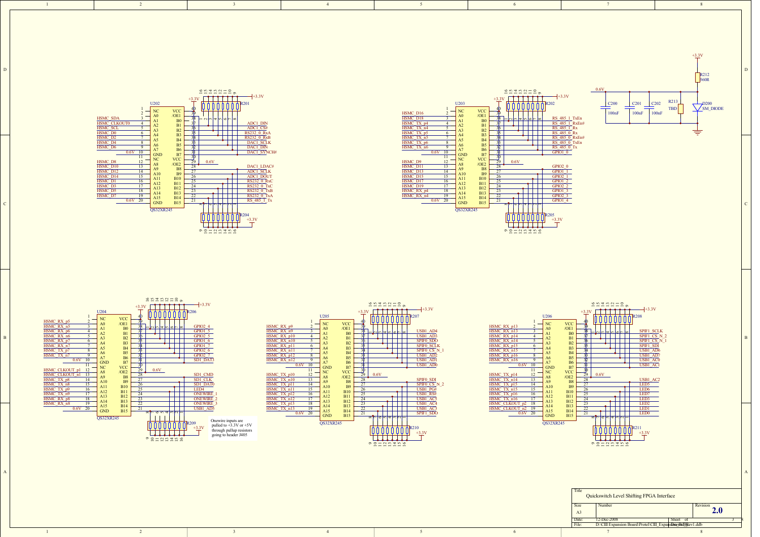# Quickswitch Level Shifting FPGA Interface

## U202 (QS32XR245)

| Pin | Signal | Name | Name | Pin | Signal |
|---|---|---|---|---|---|
| 1 | | NC | VCC | 40 | +3.3V |
| 2 | | A0 | /OE1 | 39 | |
| 3 | HSMC_SDA | A1 | B0 | 38 | |
| 4 | HSMC_CLKOUT0 | A2 | B1 | 37 | ADC1_DIN |
| 5 | HSMC_SCL | A3 | B2 | 36 | ADC1_CS# |
| 6 | HSMC_D0 | A4 | B3 | 35 | RS232_0_RxA |
| 7 | HSMC_D2 | A5 | B4 | 34 | RS232_0_RxB |
| 8 | HSMC_D4 | A6 | B5 | 33 | DAC1_SCLK |
| 9 | HSMC_D6 | A7 | B6 | 32 | DAC1_DIN |
| 10 | 0.6V | GND | B7 | 31 | DAC1_SYNCH# |
| 11 | | NC | VCC | 30 | |
| 12 | HSMC_D8 | A8 | /OE2 | 29 | 0.6V |
| 13 | HSMC_D10 | A9 | B8 | 28 | DAC1_LDAC# |
| 14 | HSMC_D12 | A10 | B9 | 27 | ADC1_SCLK |
| 15 | HSMC_D14 | A11 | B10 | 26 | ADC1_DOUT |
| 16 | HSMC_D1 | A12 | B11 | 25 | RS232_0_RxC |
| 17 | HSMC_D3 | A13 | B12 | 24 | RS232_0_TxC |
| 18 | HSMC_D5 | A14 | B13 | 23 | RS232_0_TxB |
| 19 | HSMC_D7 | A15 | B14 | 22 | RS232_0_TxA |
| 20 | 0.6V | GND | B15 | 21 | RS_485_1_Tx |

Pullups: R201, R204 (+3.3V)

## U203 (QS32XR245)

| Pin | Signal | Name | Name | Pin | Signal |
|---|---|---|---|---|---|
| 1 | | NC | VCC | 40 | +3.3V |
| 2 | HSMC_D16 | A0 | /OE1 | 39 | |
| 3 | HSMC_D18 | A1 | B0 | 38 | RS_485_1_TxEn |
| 4 | HSMC_TX_p4 | A2 | B1 | 37 | RS_485_1_RxEn# |
| 5 | HSMC_TX_n4 | A3 | B2 | 36 | RS_485_1_Rx |
| 6 | HSMC_TX_p5 | A4 | B3 | 35 | RS_485_0_Rx |
| 7 | HSMC_TX_n5 | A5 | B4 | 34 | RS_485_0_RxEn# |
| 8 | HSMC_TX_p6 | A6 | B5 | 33 | RS_485_0_TxEn |
| 9 | HSMC_TX_n6 | A7 | B6 | 32 | RS_485_0_Tx |
| 10 | 0.6V | GND | B7 | 31 | GPIO1_0 |
| 11 | | NC | VCC | 30 | |
| 12 | HSMC_D9 | A8 | /OE2 | 29 | 0.6V |
| 13 | HSMC_D11 | A9 | B8 | 28 | GPIO2_0 |
| 14 | HSMC_D13 | A10 | B9 | 27 | GPIO1_1 |
| 15 | HSMC_D15 | A11 | B10 | 26 | GPIO2_1 |
| 16 | HSMC_D17 | A12 | B11 | 25 | GPIO1_2 |
| 17 | HSMC_D19 | A13 | B12 | 24 | GPIO2_2 |
| 18 | HSMC_RX_p4 | A14 | B13 | 23 | GPIO1_3 |
| 19 | HSMC_RX_n4 | A15 | B14 | 22 | GPIO2_3 |
| 20 | 0.6V | GND | B15 | 21 | GPIO1_4 |

Pullups: R202, R205 (+3.3V)

## Power

C200 100nF, C201 100nF, C202 100nF on 0.6V; R212 560R from +3.3V; R213 TBD; D200 SM_DIODE

## U204 (QS32XR245)

| Pin | Signal | Name | Name | Pin | Signal |
|---|---|---|---|---|---|
| 1 | | NC | VCC | 40 | +3.3V |
| 2 | HSMC_RX_p5 | A0 | /OE1 | 39 | |
| 3 | HSMC_RX_n5 | A1 | B0 | 38 | GPIO2_4 |
| 4 | HSMC_RX_p6 | A2 | B1 | 37 | GPIO1_5 |
| 5 | HSMC_RX_n6 | A3 | B2 | 36 | GPIO2_5 |
| 6 | HSMC_RX_p7 | A4 | B3 | 35 | GPIO1_6 |
| 7 | HSMC_RX_n7 | A5 | B4 | 34 | GPIO2_6 |
| 8 | HSMC_TX_p7 | A6 | B5 | 33 | GPIO1_7 |
| 9 | HSMC_TX_n7 | A7 | B6 | 32 | GPIO2_7 |
| 10 | 0.6V | GND | B7 | 31 | SD1_DAT3 |
| 11 | | NC | VCC | 30 | |
| 12 | HSMC_CLKOUT_p1 | A8 | /OE2 | 29 | 0.6V |
| 13 | HSMC_CLKOUT_n1 | A9 | B8 | 28 | SD1_CMD |
| 14 | HSMC_TX_p8 | A10 | B9 | 27 | SD1_CLK |
| 15 | HSMC_TX_n8 | A11 | B10 | 26 | SD1_DAT0 |
| 16 | HSMC_TX_p9 | A12 | B11 | 25 | LED4 |
| 17 | HSMC_TX_n9 | A13 | B12 | 24 | ONEWIRE_1 |
| 18 | HSMC_RX_p8 | A14 | B13 | 23 | ONEWIRE_2 |
| 19 | HSMC_RX_n8 | A15 | B14 | 22 | ONEWIRE_3 |
| 20 | 0.6V | GND | B15 | 21 | USB1_AD5 |

Pullups: R206, R209 (+3.3V)

Onewire inputs are pulled to +3.3V or +5V through pullup resistors going to header J405

## U205 (QS32XR245)

| Pin | Signal | Name | Name | Pin | Signal |
|---|---|---|---|---|---|
| 1 | | NC | VCC | 40 | +3.3V |
| 2 | HSMC_RX_p9 | A0 | /OE1 | 39 | |
| 3 | HSMC_RX_n9 | A1 | B0 | 38 | USB1_AD4 |
| 4 | HSMC_RX_p10 | A2 | B1 | 37 | USB1_AD3 |
| 5 | HSMC_RX_n10 | A3 | B2 | 36 | SPIF0_SDO |
| 6 | HSMC_RX_p11 | A4 | B3 | 35 | SPIF0_SCLK |
| 7 | HSMC_RX_n11 | A5 | B4 | 34 | SPIF0_CS_N_1 |
| 8 | HSMC_RX_p12 | A6 | B5 | 33 | USB1_AD2 |
| 9 | HSMC_RX_n12 | A7 | B6 | 32 | USB1_AD1 |
| 10 | 0.6V | GND | B7 | 31 | USB1_AD0 |
| 11 | | NC | VCC | 30 | |
| 12 | HSMC_TX_p10 | A8 | /OE2 | 29 | 0.6V |
| 13 | HSMC_TX_n10 | A9 | B8 | 28 | SPIF0_SDI |
| 14 | HSMC_TX_p11 | A10 | B9 | 27 | SPIF0_CS_N_2 |
| 15 | HSMC_TX_n11 | A11 | B10 | 26 | USB1_PG# |
| 16 | HSMC_TX_p12 | A12 | B11 | 25 | USB1_RS# |
| 17 | HSMC_TX_n12 | A13 | B12 | 24 | USB1_AC5 |
| 18 | HSMC_TX_p13 | A14 | B13 | 23 | USB1_AC4 |
| 19 | HSMC_TX_n13 | A15 | B14 | 22 | USB1_AC3 |
| 20 | 0.6V | GND | B15 | 21 | SPIF1_SDO |

Pullups: R207, R210 (+3.3V)

## U206 (QS32XR245)

| Pin | Signal | Name | Name | Pin | Signal |
|---|---|---|---|---|---|
| 1 | | NC | VCC | 40 | +3.3V |
| 2 | HSMC_RX_p13 | A0 | /OE1 | 39 | |
| 3 | HSMC_RX_n13 | A1 | B0 | 38 | SPIF1_SCLK |
| 4 | HSMC_RX_p14 | A2 | B1 | 37 | SPIF1_CS_N_2 |
| 5 | HSMC_RX_n14 | A3 | B2 | 36 | SPIF1_CS_N_1 |
| 6 | HSMC_RX_p15 | A4 | B3 | 35 | SPIF1_SDI |
| 7 | HSMC_RX_n15 | A5 | B4 | 34 | USB1_AD6 |
| 8 | HSMC_RX_p16 | A6 | B5 | 33 | USB1_AD7 |
| 9 | HSMC_RX_n16 | A7 | B6 | 32 | USB1_AC0 |
| 10 | 0.6V | GND | B7 | 31 | USB1_AC1 |
| 11 | | NC | VCC | 30 | |
| 12 | HSMC_TX_p14 | A8 | /OE2 | 29 | 0.6V |
| 13 | HSMC_TX_n14 | A9 | B8 | 28 | USB1_AC2 |
| 14 | HSMC_TX_p15 | A10 | B9 | 27 | LED5 |
| 15 | HSMC_TX_n15 | A11 | B10 | 26 | LED6 |
| 16 | HSMC_TX_p16 | A12 | B11 | 25 | LED7 |
| 17 | HSMC_TX_n16 | A13 | B12 | 24 | LED3 |
| 18 | HSMC_CLKOUT_p2 | A14 | B13 | 23 | LED2 |
| 19 | HSMC_CLKOUT_n2 | A15 | B14 | 22 | LED1 |
| 20 | 0.6V | GND | B15 | 21 | LED0 |

Pullups: R208, R211 (+3.3V)

| Title | Quickswitch Level Shifting FPGA Interface | |
|---|---|---|
| Size: A3 | Number | Revision: 2.0 |
| Date: 12-Dec-2008 | Sheet 3 of 8 | |
| File: D:\CIII Expansion Board\Protel\CIII_ExpansionBoardRev1.ddb | | |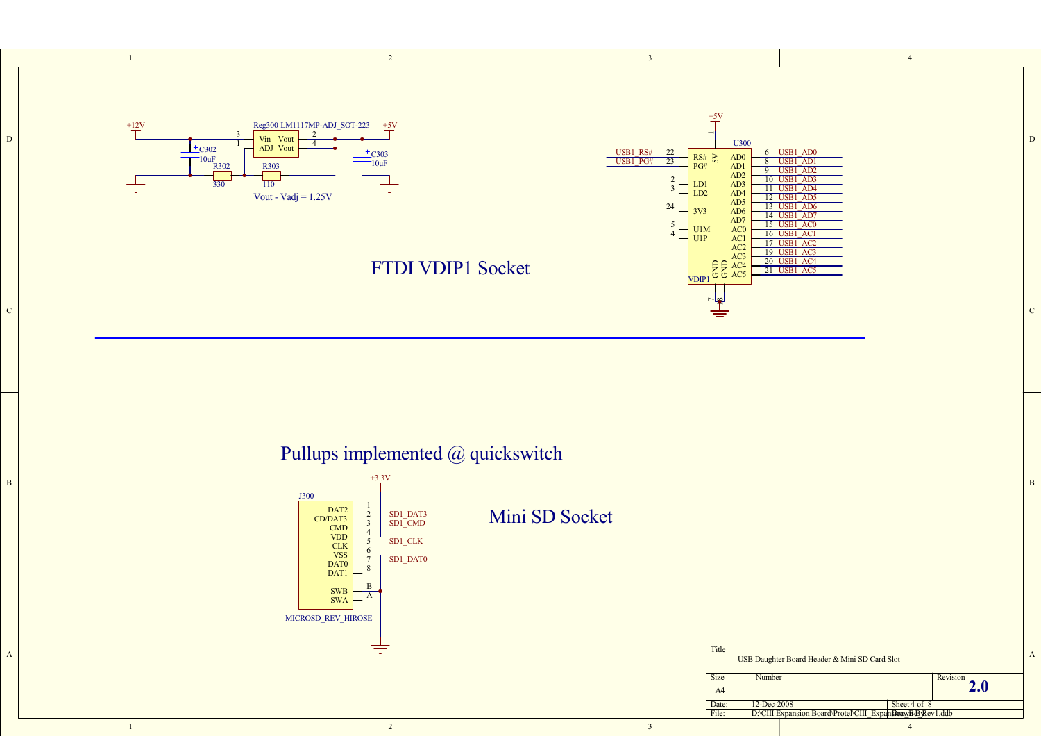## FTDI VDIP1 Socket

Reg300 LM1117MP-ADJ_SOT-223

+12V, +5V

C302 10uF, C303 10uF

R302 330, R303 110

Vout - Vadj = 1.25V

U300 VDIP1

| Pin | Name | Net |
|---|---|---|
| 22 | RS# | USB1_RS# |
| 23 | PG# | USB1_PG# |
| 2 | LD1 | |
| 3 | LD2 | |
| 24 | 3V3 | |
| 5 | U1M | |
| 4 | U1P | |
| 1 | 5V | +5V |
| 7 | GND | |
| 8 | GND | |
| 6 | AD0 | USB1_AD0 |
| 8 | AD1 | USB1_AD1 |
| 9 | AD2 | USB1_AD2 |
| 10 | AD3 | USB1_AD3 |
| 11 | AD4 | USB1_AD4 |
| 12 | AD5 | USB1_AD5 |
| 13 | AD6 | USB1_AD6 |
| 14 | AD7 | USB1_AD7 |
| 15 | AC0 | USB1_AC0 |
| 16 | AC1 | USB1_AC1 |
| 17 | AC2 | USB1_AC2 |
| 19 | AC3 | USB1_AC3 |
| 20 | AC4 | USB1_AC4 |
| 21 | AC5 | USB1_AC5 |

## Pullups implemented @ quickswitch

## Mini SD Socket

J300 MICROSD_REV_HIROSE

+3.3V

| Pin | Name | Net |
|---|---|---|
| 1 | DAT2 | |
| 2 | CD/DAT3 | SD1_DAT3 |
| 3 | CMD | SD1_CMD |
| 4 | VDD | +3.3V |
| 5 | CLK | SD1_CLK |
| 6 | VSS | |
| 7 | DAT0 | SD1_DAT0 |
| 8 | DAT1 | |
| B | SWB | |
| A | SWA | |

| Title | USB Daughter Board Header & Mini SD Card Slot | |
|---|---|---|
| Size: A4 | Number | Revision: 2.0 |
| Date: 12-Dec-2008 | Sheet 4 of 8 | |
| File: D:\CIII Expansion Board\Protel\CIII_ExpansionBdRev1.ddb | Drawn By: | |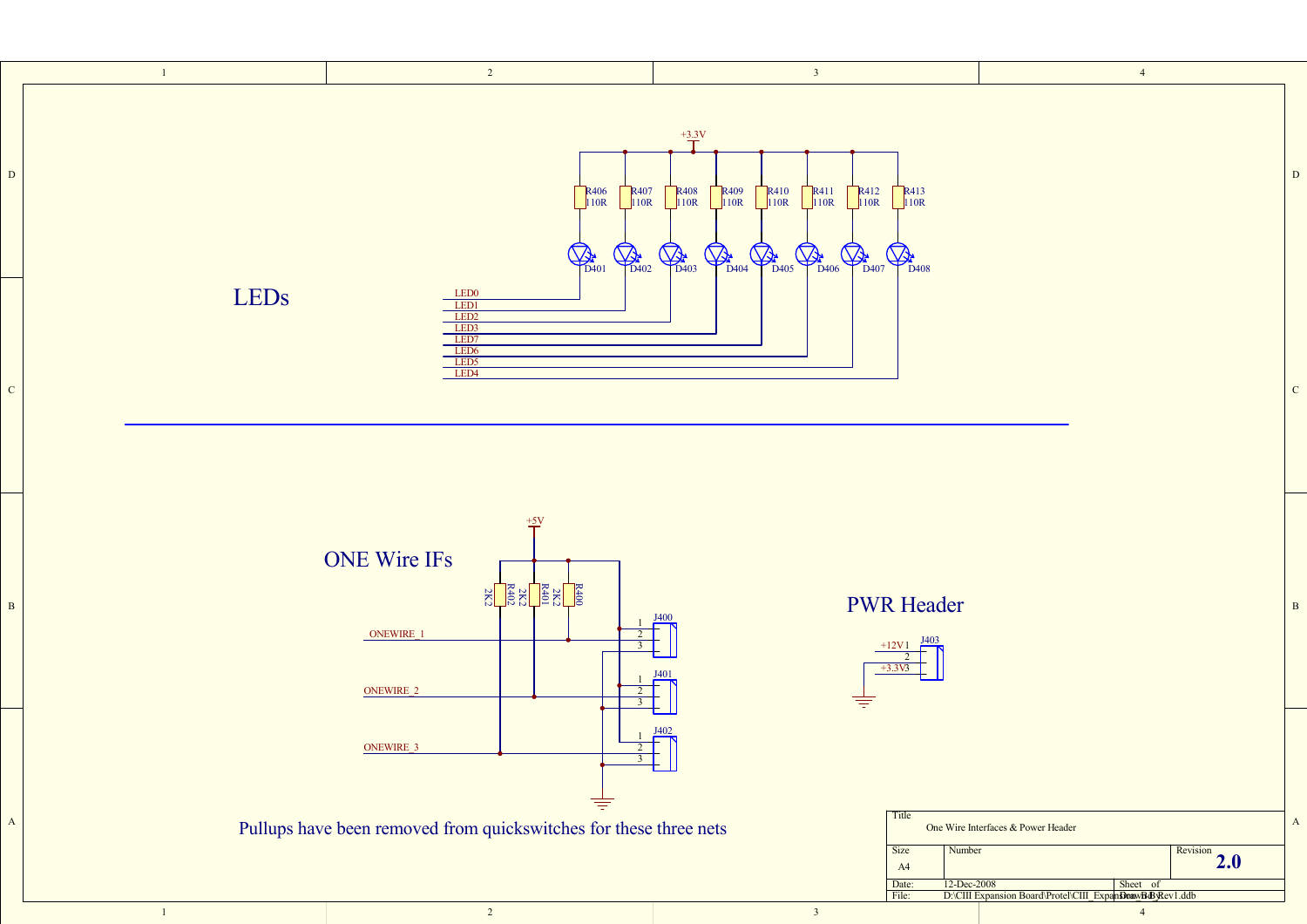# LEDs

+3.3V

R406 110R, R407 110R, R408 110R, R409 110R, R410 110R, R411 110R, R412 110R, R413 110R

D401, D402, D403, D404, D405, D406, D407, D408

LED0
LED1
LED2
LED3
LED7
LED6
LED5
LED4

# ONE Wire IFs

+5V

R402 2K2, R401 2K2, R400 2K2

J400 (1, 2, 3)
J401 (1, 2, 3)
J402 (1, 2, 3)

ONEWIRE_1
ONEWIRE_2
ONEWIRE_3

Pullups have been removed from quickswitches for these three nets

# PWR Header

J403

+12V 1
2
+3.3V 3

| Title | One Wire Interfaces & Power Header | |
|---|---|---|
| Size: A4 | Number | Revision: 2.0 |
| Date: 12-Dec-2008 | Sheet of | |
| File: D:\CIII Expansion Board\Protel\CIII_Expansion_BdRev1.ddb | Drawn By: | |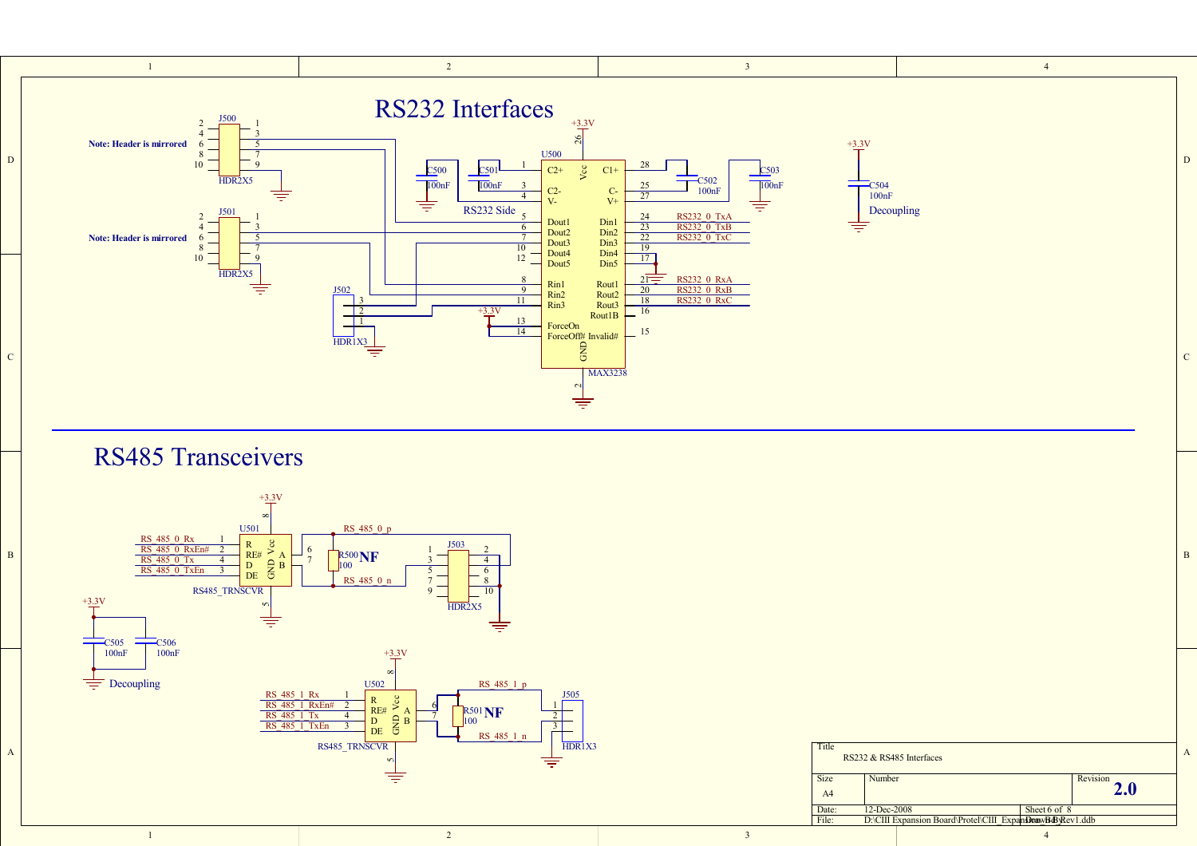# RS232 Interfaces

Note: Header is mirrored

J500 HDR2X5

Note: Header is mirrored

J501 HDR2X5

J502 HDR1X3

U500 MAX3238

RS232 Side

C500 100nF
C501 100nF
C502 100nF
C503 100nF
C504 100nF

Decoupling

| Pin | Signal | Signal | Pin |
| --- | --- | --- | --- |
| 1 | C2+ | C1+ | 28 |
| 3 | C2- | C- | 25 |
| 4 | V- | V+ | 27 |
| 5 | Dout1 | Din1 | 24 (RS232_0_TxA) |
| 6 | Dout2 | Din2 | 23 (RS232_0_TxB) |
| 7 | Dout3 | Din3 | 22 (RS232_0_TxC) |
| 10 | Dout4 | Din4 | 19 |
| 12 | Dout5 | Din5 | 17 |
| 8 | Rin1 | Rout1 | 21 (RS232_0_RxA) |
| 9 | Rin2 | Rout2 | 20 (RS232_0_RxB) |
| 11 | Rin3 | Rout3 | 18 (RS232_0_RxC) |
| | | Rout1B | 16 |
| 13 | ForceOn | | |
| 14 | ForceOff# | Invalid# | 15 |

Vcc: 26 (+3.3V); GND: 2

# RS485 Transceivers

U501 RS485_TRNSCVR (+3.3V, pin 8 Vcc, pin 5 GND)

- RS_485_0_Rx — 1 R
- RS_485_0_RxEn# — 2 RE#
- RS_485_0_Tx — 4 D
- RS_485_0_TxEn — 3 DE
- 6 A — RS_485_0_p
- 7 B — RS_485_0_n

R500 100 NF

J503 HDR2X5

C505 100nF
C506 100nF

Decoupling

U502 RS485_TRNSCVR (+3.3V, pin 8 Vcc, pin 5 GND)

- RS_485_1_Rx — 1 R
- RS_485_1_RxEn# — 2 RE#
- RS_485_1_Tx — 4 D
- RS_485_1_TxEn — 3 DE
- 6 A — RS_485_1_p
- 7 B — RS_485_1_n

R501 100 NF

J505 HDR1X3

| Title | RS232 & RS485 Interfaces | |
| --- | --- | --- |
| Size: A4 | Number | Revision: 2.0 |
| Date: 12-Dec-2008 | Sheet 6 of 8 | |
| File: D:\CIII Expansion Board\Protel\CIII_Expansion_Bd_Rev1.ddb | Drawn By: | |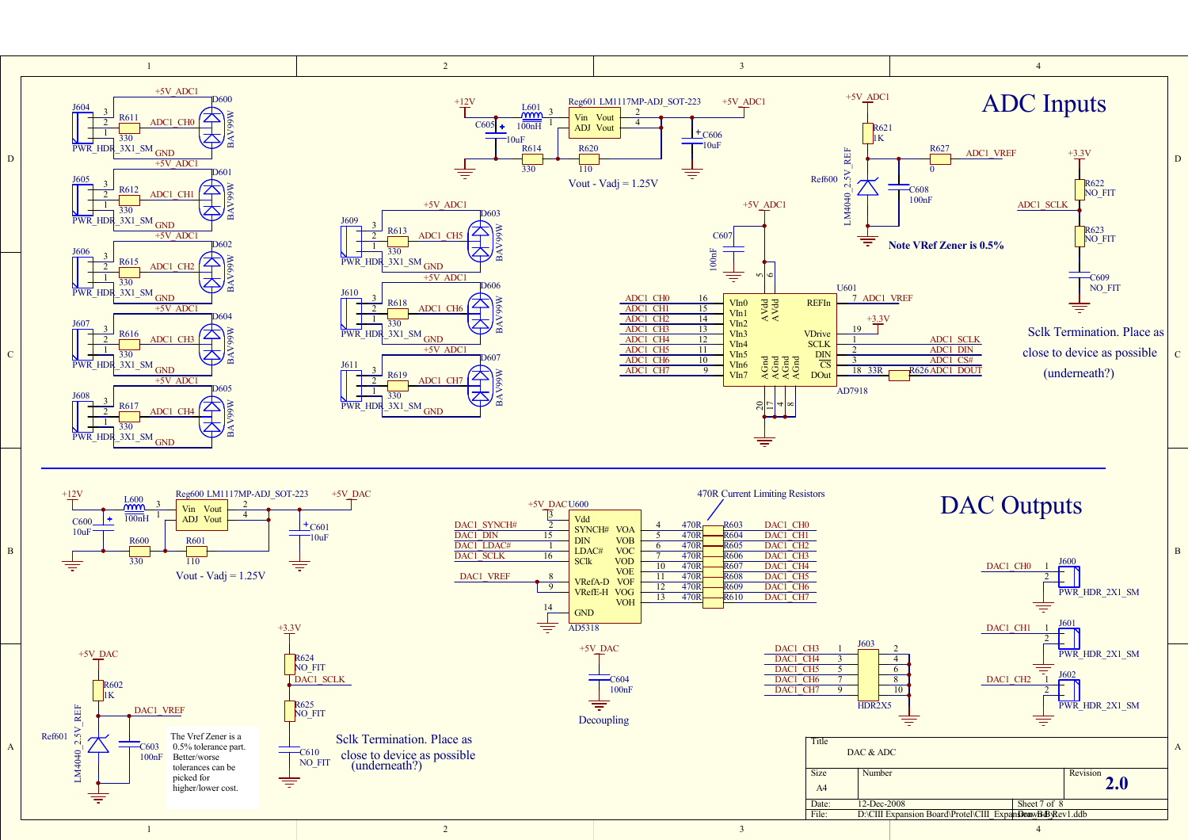# ADC Inputs

Vout - Vadj = 1.25V

Note VRef Zener is 0.5%

Sclk Termination. Place as close to device as possible (underneath?)

# DAC Outputs

Vout - Vadj = 1.25V

470R Current Limiting Resistors

Decoupling

The Vref Zener is a 0.5% tolerance part. Better/worse tolerances can be picked for higher/lower cost.

Sclk Termination. Place as close to device as possible (underneath?)

| | | | |
|---|---|---|---|
| Title | DAC & ADC | | |
| Size | Number | | Revision |
| A4 | | | 2.0 |
| Date: | 12-Dec-2008 | Sheet 7 of 8 | |
| File: | D:\CIII Expansion Board\Protel\CIII_Expansion Board Rev1.ddb | Drawn By: | |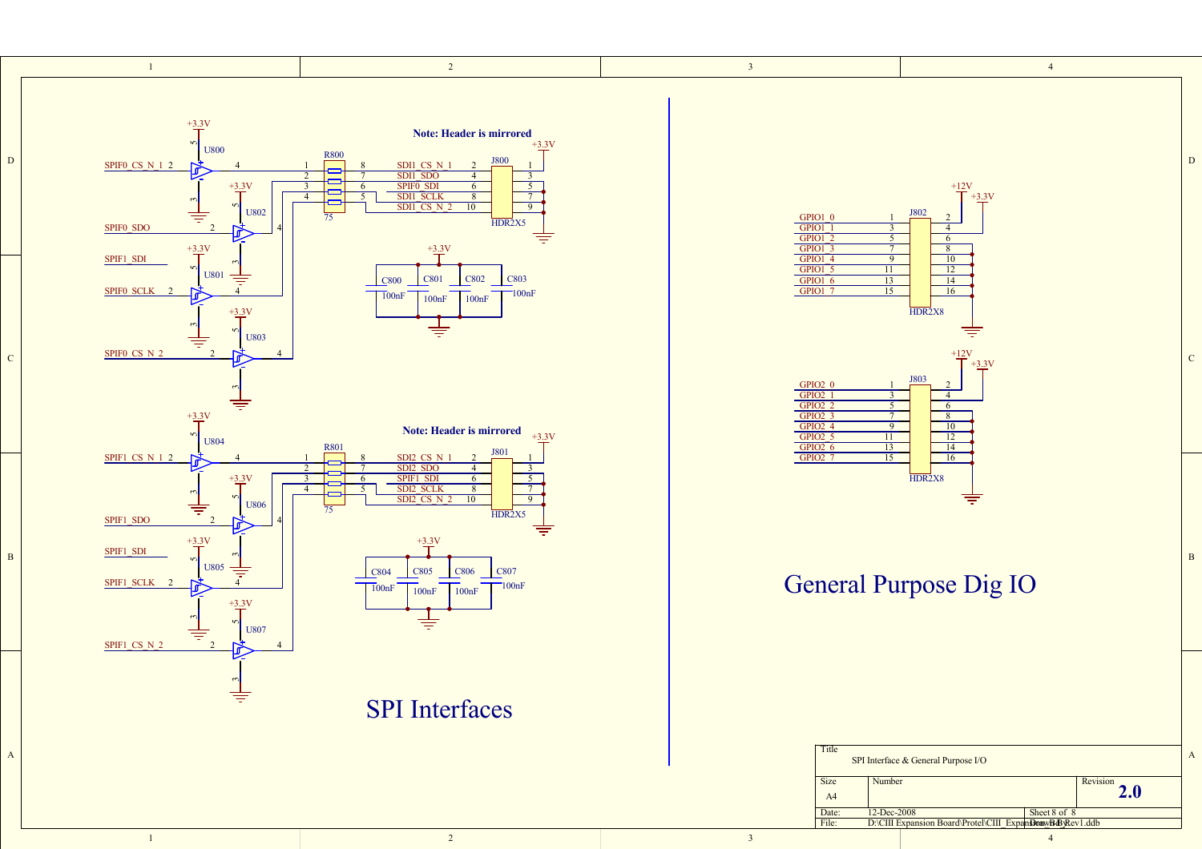# SPI Interfaces

Note: Header is mirrored

+3.3V

U800

SPIF0_CS_N_1

U802

SPIF0_SDO

U801

SPIF1_SDI

SPIF0_SCLK

U803

SPIF0_CS_N_2

R800

75

J800

HDR2X5

SDI1_CS_N_1

SDI1_SDO

SPIF0_SDI

SDI1_SCLK

SDI1_CS_N_2

C800 100nF

C801 100nF

C802 100nF

C803 100nF

Note: Header is mirrored

U804

SPIF1_CS_N_1

U806

SPIF1_SDO

U805

SPIF1_SDI

SPIF1_SCLK

U807

SPIF1_CS_N_2

R801

75

J801

HDR2X5

SDI2_CS_N_1

SDI2_SDO

SPIF1_SDI

SDI2_SCLK

SDI2_CS_N_2

C804 100nF

C805 100nF

C806 100nF

C807 100nF

# General Purpose Dig IO

+12V

+3.3V

J802

HDR2X8

GPIO1_0

GPIO1_1

GPIO1_2

GPIO1_3

GPIO1_4

GPIO1_5

GPIO1_6

GPIO1_7

J803

HDR2X8

GPIO2_0

GPIO2_1

GPIO2_2

GPIO2_3

GPIO2_4

GPIO2_5

GPIO2_6

GPIO2_7

| | | | |
|---|---|---|---|
| Title | SPI Interface & General Purpose I/O | | |
| Size | Number | | Revision |
| A4 | | | 2.0 |
| Date: | 12-Dec-2008 | Sheet 8 of 8 | |
| File: | D:\CIII Expansion Board\Protel\CIII_Expansion Board Rev1.ddb | Drawn By: | |